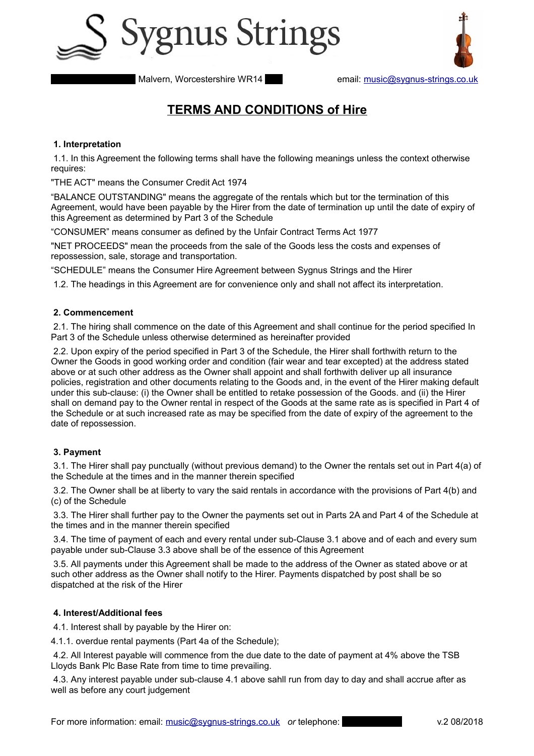# Sygnus Strings

Malvern, Worcestershire WR14 email: music@sygnus-strings.co.uk

## TERMS AND CONDITIONS of Hire

**1. Interpretation**

1.1. In this Agreement the following terms shall have the following meanings unless the context otherwise requires:

"THE ACT" means the Consumer Credit Act 1974

"BALANCE OUTSTANDING" means the aggregate of the rentals which but tor the termination of this Agreement, would have been payable by the Hirer from the date of termination up until the date of expiry of this Agreement as determined by Part 3 of the Schedule

"CONSUMER" means consumer as defined by the Unfair Contract Terms Act 1977

"NET PROCEEDS" mean the proceeds from the sale of the Goods less the costs and expenses of repossession, sale, storage and transportation.

"SCHEDULE" means the Consumer Hire Agreement between Sygnus Strings and the Hirer

1.2. The headings in this Agreement are for convenience only and shall not affect its interpretation.

**2. Commencement**

2.1. The hiring shall commence on the date of this Agreement and shall continue for the period specified In Part 3 of the Schedule unless otherwise determined as hereinafter provided

2.2. Upon expiry of the period specified in Part 3 of the Schedule, the Hirer shall forthwith return to the Owner the Goods in good working order and condition (fair wear and tear excepted) at the address stated above or at such other address as the Owner shall appoint and shall forthwith deliver up all insurance policies, registration and other documents relating to the Goods and, in the event of the Hirer making default under this sub-clause: (i) the Owner shall be entitled to retake possession of the Goods. and (ii) the Hirer shall on demand pay to the Owner rental in respect of the Goods at the same rate as is specified in Part 4 of the Schedule or at such increased rate as may be specified from the date of expiry of the agreement to the date of repossession.

**3. Payment**

3.1. The Hirer shall pay punctually (without previous demand) to the Owner the rentals set out in Part 4(a) of the Schedule at the times and in the manner therein specified

3.2. The Owner shall be at liberty to vary the said rentals in accordance with the provisions of Part 4(b) and (c) of the Schedule

3.3. The Hirer shall further pay to the Owner the payments set out in Parts 2A and Part 4 of the Schedule at the times and in the manner therein specified

3.4. The time of payment of each and every rental under sub-Clause 3.1 above and of each and every sum payable under sub-Clause 3.3 above shall be of the essence of this Agreement

3.5. All payments under this Agreement shall be made to the address of the Owner as stated above or at such other address as the Owner shall notify to the Hirer. Payments dispatched by post shall be so dispatched at the risk of the Hirer

**4. Interest/Additional fees**

4.1. Interest shall by payable by the Hirer on:

4.1.1. overdue rental payments (Part 4a of the Schedule);

4.2. All Interest payable will commence from the due date to the date of payment at 4% above the TSB Lloyds Bank Plc Base Rate from time to time prevailing.

4.3. Any interest payable under sub-clause 4.1 above sahll run from day to day and shall accrue after as well as before any court judgement

For more information: email: music@sygnus-strings.co.uk *or* telephone: v.2 08/2018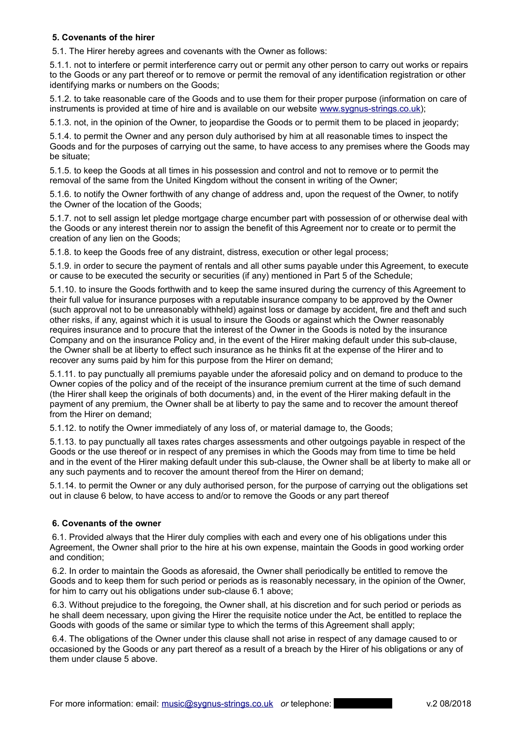### 5. Covenants of the hirer

5.1. The Hirer hereby agrees and covenants with the Owner as follows:

5.1.1. not to interfere or permit interference carry out or permit any other person to carry out works or repairs to the Goods or any part thereof or to remove or permit the removal of any identification registration or other identifying marks or numbers on the Goods;

5.1.2. to take reasonable care of the Goods and to use them for their proper purpose (information on care of instruments is provided at time of hire and is available on our website [www.sygnus-strings.co.uk](http://www.sygnus-strings.co.uk));

5.1.3. not, in the opinion of the Owner, to jeopardise the Goods or to permit them to be placed in jeopardy;

5.1.4. to permit the Owner and any person duly authorised by him at all reasonable times to inspect the Goods and for the purposes of carrying out the same, to have access to any premises where the Goods may be situate;

5.1.5. to keep the Goods at all times in his possession and control and not to remove or to permit the removal of the same from the United Kingdom without the consent in writing of the Owner;

5.1.6. to notify the Owner forthwith of any change of address and, upon the request of the Owner, to notify the Owner of the location of the Goods;

5.1.7. not to sell assign let pledge mortgage charge encumber part with possession of or otherwise deal with the Goods or any interest therein nor to assign the benefit of this Agreement nor to create or to permit the creation of any lien on the Goods;

5.1.8. to keep the Goods free of any distraint, distress, execution or other legal process;

5.1.9. in order to secure the payment of rentals and all other sums payable under this Agreement, to execute or cause to be executed the security or securities (if any) mentioned in Part 5 of the Schedule;

5.1.10. to insure the Goods forthwith and to keep the same insured during the currency of this Agreement to their full value for insurance purposes with a reputable insurance company to be approved by the Owner (such approval not to be unreasonably withheld) against loss or damage by accident, fire and theft and such other risks, if any, against which it is usual to insure the Goods or against which the Owner reasonably requires insurance and to procure that the interest of the Owner in the Goods is noted by the insurance Company and on the insurance Policy and, in the event of the Hirer making default under this sub-clause, the Owner shall be at liberty to effect such insurance as he thinks fit at the expense of the Hirer and to recover any sums paid by him for this purpose from the Hirer on demand;

5.1.11. to pay punctually all premiums payable under the aforesaid policy and on demand to produce to the Owner copies of the policy and of the receipt of the insurance premium current at the time of such demand (the Hirer shall keep the originals of both documents) and, in the event of the Hirer making default in the payment of any premium, the Owner shall be at liberty to pay the same and to recover the amount thereof from the Hirer on demand;

5.1.12. to notify the Owner immediately of any loss of, or material damage to, the Goods;

5.1.13. to pay punctually all taxes rates charges assessments and other outgoings payable in respect of the Goods or the use thereof or in respect of any premises in which the Goods may from time to time be held and in the event of the Hirer making default under this sub-clause, the Owner shall be at liberty to make all or any such payments and to recover the amount thereof from the Hirer on demand;

5.1.14. to permit the Owner or any duly authorised person, for the purpose of carrying out the obligations set out in clause 6 below, to have access to and/or to remove the Goods or any part thereof

### 6. Covenants of the owner

6.1. Provided always that the Hirer duly complies with each and every one of his obligations under this Agreement, the Owner shall prior to the hire at his own expense, maintain the Goods in good working order and condition;

6.2. In order to maintain the Goods as aforesaid, the Owner shall periodically be entitled to remove the Goods and to keep them for such period or periods as is reasonably necessary, in the opinion of the Owner, for him to carry out his obligations under sub-clause 6.1 above;

6.3. Without prejudice to the foregoing, the Owner shall, at his discretion and for such period or periods as he shall deem necessary, upon giving the Hirer the requisite notice under the Act, be entitled to replace the Goods with goods of the same or similar type to which the terms of this Agreement shall apply;

6.4. The obligations of the Owner under this clause shall not arise in respect of any damage caused to or occasioned by the Goods or any part thereof as a result of a breach by the Hirer of his obligations or any of them under clause 5 above.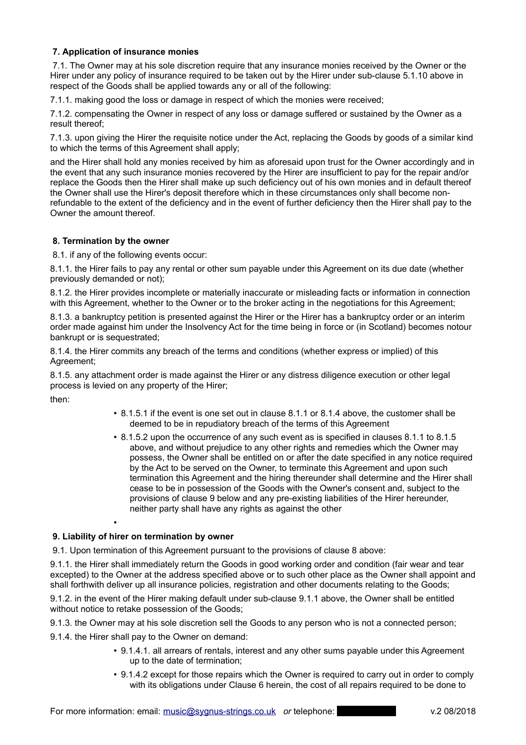**7. Application of insurance monies**

7.1. The Owner may at his sole discretion require that any insurance monies received by the Owner or the Hirer under any policy of insurance required to be taken out by the Hirer under sub-clause 5.1.10 above in respect of the Goods shall be applied towards any or all of the following:

7.1.1. making good the loss or damage in respect of which the monies were received;

7.1.2. compensating the Owner in respect of any loss or damage suffered or sustained by the Owner as a result thereof;

7.1.3. upon giving the Hirer the requisite notice under the Act, replacing the Goods by goods of a similar kind to which the terms of this Agreement shall apply;

and the Hirer shall hold any monies received by him as aforesaid upon trust for the Owner accordingly and in the event that any such insurance monies recovered by the Hirer are insufficient to pay for the repair and/or replace the Goods then the Hirer shall make up such deficiency out of his own monies and in default thereof the Owner shall use the Hirer's deposit therefore which in these circumstances only shall become non-refundable to the extent of the deficiency and in the event of further deficiency then the Hirer shall pay to the Owner the amount thereof.

**8. Termination by the owner**

8.1. if any of the following events occur:

8.1.1. the Hirer fails to pay any rental or other sum payable under this Agreement on its due date (whether previously demanded or not);

8.1.2. the Hirer provides incomplete or materially inaccurate or misleading facts or information in connection with this Agreement, whether to the Owner or to the broker acting in the negotiations for this Agreement;

8.1.3. a bankruptcy petition is presented against the Hirer or the Hirer has a bankruptcy order or an interim order made against him under the Insolvency Act for the time being in force or (in Scotland) becomes notour bankrupt or is sequestrated;

8.1.4. the Hirer commits any breach of the terms and conditions (whether express or implied) of this Agreement;

8.1.5. any attachment order is made against the Hirer or any distress diligence execution or other legal process is levied on any property of the Hirer;

then:

- 8.1.5.1 if the event is one set out in clause 8.1.1 or 8.1.4 above, the customer shall be deemed to be in repudiatory breach of the terms of this Agreement
- 8.1.5.2 upon the occurrence of any such event as is specified in clauses 8.1.1 to 8.1.5 above, and without prejudice to any other rights and remedies which the Owner may possess, the Owner shall be entitled on or after the date specified in any notice required by the Act to be served on the Owner, to terminate this Agreement and upon such termination this Agreement and the hiring thereunder shall determine and the Hirer shall cease to be in possession of the Goods with the Owner's consent and, subject to the provisions of clause 9 below and any pre-existing liabilities of the Hirer hereunder, neither party shall have any rights as against the other

**9. Liability of hirer on termination by owner**

9.1. Upon termination of this Agreement pursuant to the provisions of clause 8 above:

9.1.1. the Hirer shall immediately return the Goods in good working order and condition (fair wear and tear excepted) to the Owner at the address specified above or to such other place as the Owner shall appoint and shall forthwith deliver up all insurance policies, registration and other documents relating to the Goods;

9.1.2. in the event of the Hirer making default under sub-clause 9.1.1 above, the Owner shall be entitled without notice to retake possession of the Goods;

9.1.3. the Owner may at his sole discretion sell the Goods to any person who is not a connected person;

9.1.4. the Hirer shall pay to the Owner on demand:

- 9.1.4.1. all arrears of rentals, interest and any other sums payable under this Agreement up to the date of termination;
- 9.1.4.2 except for those repairs which the Owner is required to carry out in order to comply with its obligations under Clause 6 herein, the cost of all repairs required to be done to

For more information: email: music@sygnus-strings.co.uk *or* telephone: v.2 08/2018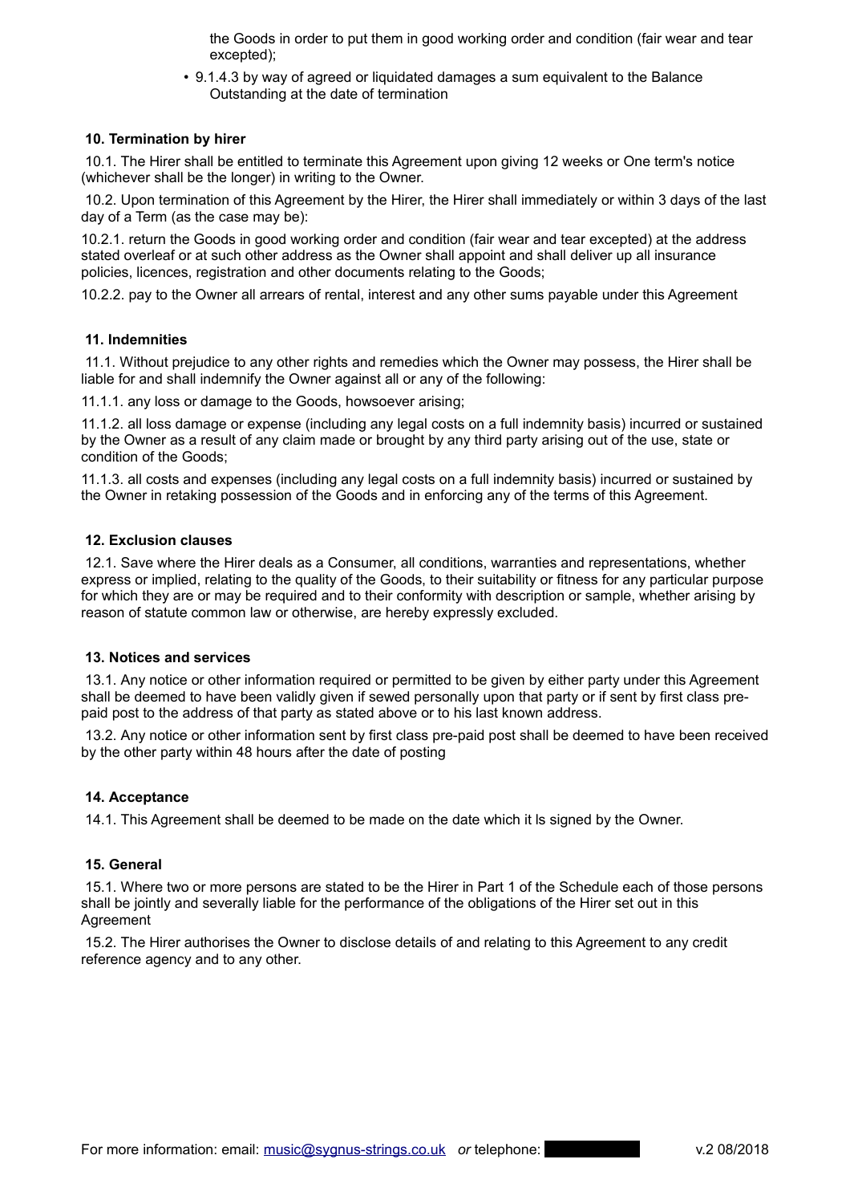the Goods in order to put them in good working order and condition (fair wear and tear excepted);

- 9.1.4.3 by way of agreed or liquidated damages a sum equivalent to the Balance Outstanding at the date of termination

**10. Termination by hirer**

10.1. The Hirer shall be entitled to terminate this Agreement upon giving 12 weeks or One term's notice (whichever shall be the longer) in writing to the Owner.

10.2. Upon termination of this Agreement by the Hirer, the Hirer shall immediately or within 3 days of the last day of a Term (as the case may be):

10.2.1. return the Goods in good working order and condition (fair wear and tear excepted) at the address stated overleaf or at such other address as the Owner shall appoint and shall deliver up all insurance policies, licences, registration and other documents relating to the Goods;

10.2.2. pay to the Owner all arrears of rental, interest and any other sums payable under this Agreement

**11. Indemnities**

11.1. Without prejudice to any other rights and remedies which the Owner may possess, the Hirer shall be liable for and shall indemnify the Owner against all or any of the following:

11.1.1. any loss or damage to the Goods, howsoever arising;

11.1.2. all loss damage or expense (including any legal costs on a full indemnity basis) incurred or sustained by the Owner as a result of any claim made or brought by any third party arising out of the use, state or condition of the Goods;

11.1.3. all costs and expenses (including any legal costs on a full indemnity basis) incurred or sustained by the Owner in retaking possession of the Goods and in enforcing any of the terms of this Agreement.

**12. Exclusion clauses**

12.1. Save where the Hirer deals as a Consumer, all conditions, warranties and representations, whether express or implied, relating to the quality of the Goods, to their suitability or fitness for any particular purpose for which they are or may be required and to their conformity with description or sample, whether arising by reason of statute common law or otherwise, are hereby expressly excluded.

**13. Notices and services**

13.1. Any notice or other information required or permitted to be given by either party under this Agreement shall be deemed to have been validly given if sewed personally upon that party or if sent by first class pre-paid post to the address of that party as stated above or to his last known address.

13.2. Any notice or other information sent by first class pre-paid post shall be deemed to have been received by the other party within 48 hours after the date of posting

**14. Acceptance**

14.1. This Agreement shall be deemed to be made on the date which it ls signed by the Owner.

**15. General**

15.1. Where two or more persons are stated to be the Hirer in Part 1 of the Schedule each of those persons shall be jointly and severally liable for the performance of the obligations of the Hirer set out in this Agreement

15.2. The Hirer authorises the Owner to disclose details of and relating to this Agreement to any credit reference agency and to any other.

For more information: email: music@sygnus-strings.co.uk *or* telephone: v.2 08/2018